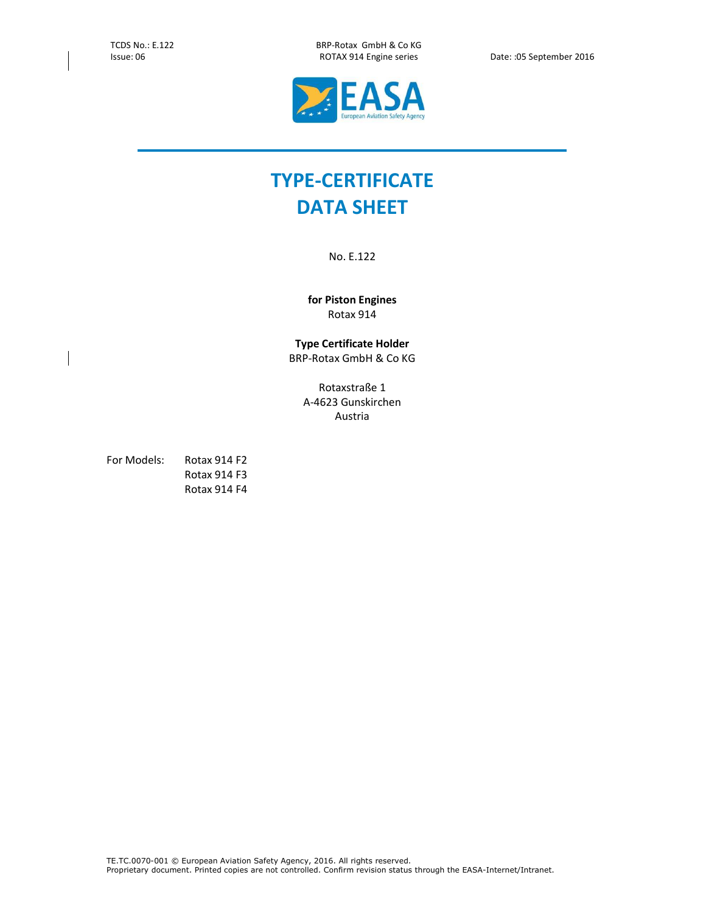# TYPE-CERTIFICATE DATA SHEET

No. E.122

**for Piston Engines**
Rotax 914

**Type Certificate Holder**
BRP-Rotax GmbH & Co KG

Rotaxstraße 1
A-4623 Gunskirchen
Austria

For Models: Rotax 914 F2
Rotax 914 F3
Rotax 914 F4

TE.TC.0070-001 © European Aviation Safety Agency, 2016. All rights reserved.
Proprietary document. Printed copies are not controlled. Confirm revision status through the EASA-Internet/Intranet.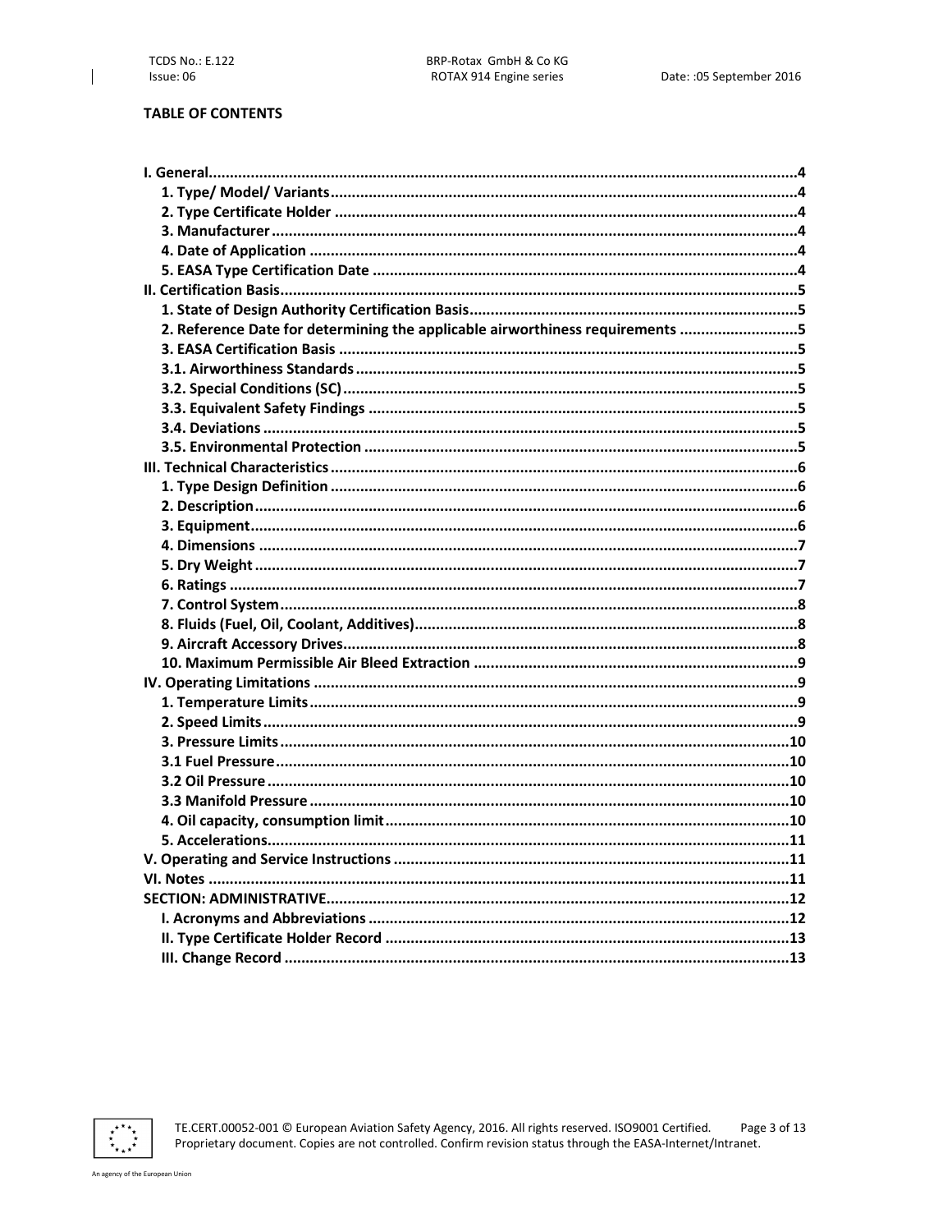**TABLE OF CONTENTS**

**I. General....................................................4**
- **1. Type/ Model/ Variants....................................................4**
- **2. Type Certificate Holder....................................................4**
- **3. Manufacturer....................................................4**
- **4. Date of Application....................................................4**
- **5. EASA Type Certification Date....................................................4**

**II. Certification Basis....................................................5**
- **1. State of Design Authority Certification Basis....................................................5**
- **2. Reference Date for determining the applicable airworthiness requirements....................................................5**
- **3. EASA Certification Basis....................................................5**
- **3.1. Airworthiness Standards....................................................5**
- **3.2. Special Conditions (SC)....................................................5**
- **3.3. Equivalent Safety Findings....................................................5**
- **3.4. Deviations....................................................5**
- **3.5. Environmental Protection....................................................5**

**III. Technical Characteristics....................................................6**
- **1. Type Design Definition....................................................6**
- **2. Description....................................................6**
- **3. Equipment....................................................6**
- **4. Dimensions....................................................7**
- **5. Dry Weight....................................................7**
- **6. Ratings....................................................7**
- **7. Control System....................................................8**
- **8. Fluids (Fuel, Oil, Coolant, Additives)....................................................8**
- **9. Aircraft Accessory Drives....................................................8**
- **10. Maximum Permissible Air Bleed Extraction....................................................9**

**IV. Operating Limitations....................................................9**
- **1. Temperature Limits....................................................9**
- **2. Speed Limits....................................................9**
- **3. Pressure Limits....................................................10**
- **3.1 Fuel Pressure....................................................10**
- **3.2 Oil Pressure....................................................10**
- **3.3 Manifold Pressure....................................................10**
- **4. Oil capacity, consumption limit....................................................10**
- **5. Accelerations....................................................11**

**V. Operating and Service Instructions....................................................11**

**VI. Notes....................................................11**

**SECTION: ADMINISTRATIVE....................................................12**
- **I. Acronyms and Abbreviations....................................................12**
- **II. Type Certificate Holder Record....................................................13**
- **III. Change Record....................................................13**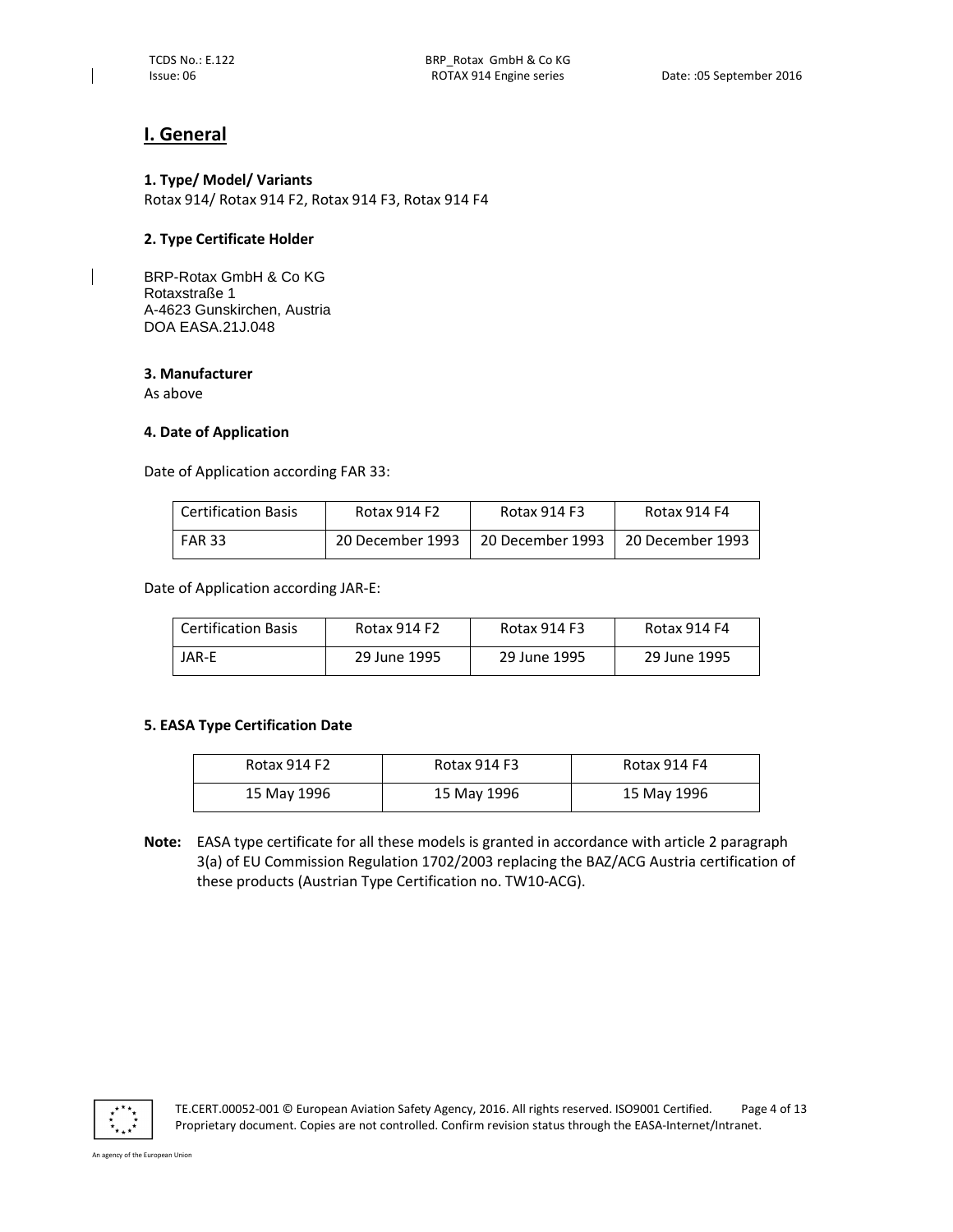## I. General

### 1. Type/ Model/ Variants

Rotax 914/ Rotax 914 F2, Rotax 914 F3, Rotax 914 F4

### 2. Type Certificate Holder

BRP-Rotax GmbH & Co KG
Rotaxstraße 1
A-4623 Gunskirchen, Austria
DOA EASA.21J.048

### 3. Manufacturer

As above

### 4. Date of Application

Date of Application according FAR 33:

| Certification Basis | Rotax 914 F2 | Rotax 914 F3 | Rotax 914 F4 |
|---|---|---|---|
| FAR 33 | 20 December 1993 | 20 December 1993 | 20 December 1993 |

Date of Application according JAR-E:

| Certification Basis | Rotax 914 F2 | Rotax 914 F3 | Rotax 914 F4 |
|---|---|---|---|
| JAR-E | 29 June 1995 | 29 June 1995 | 29 June 1995 |

### 5. EASA Type Certification Date

| Rotax 914 F2 | Rotax 914 F3 | Rotax 914 F4 |
|---|---|---|
| 15 May 1996 | 15 May 1996 | 15 May 1996 |

**Note:** EASA type certificate for all these models is granted in accordance with article 2 paragraph 3(a) of EU Commission Regulation 1702/2003 replacing the BAZ/ACG Austria certification of these products (Austrian Type Certification no. TW10-ACG).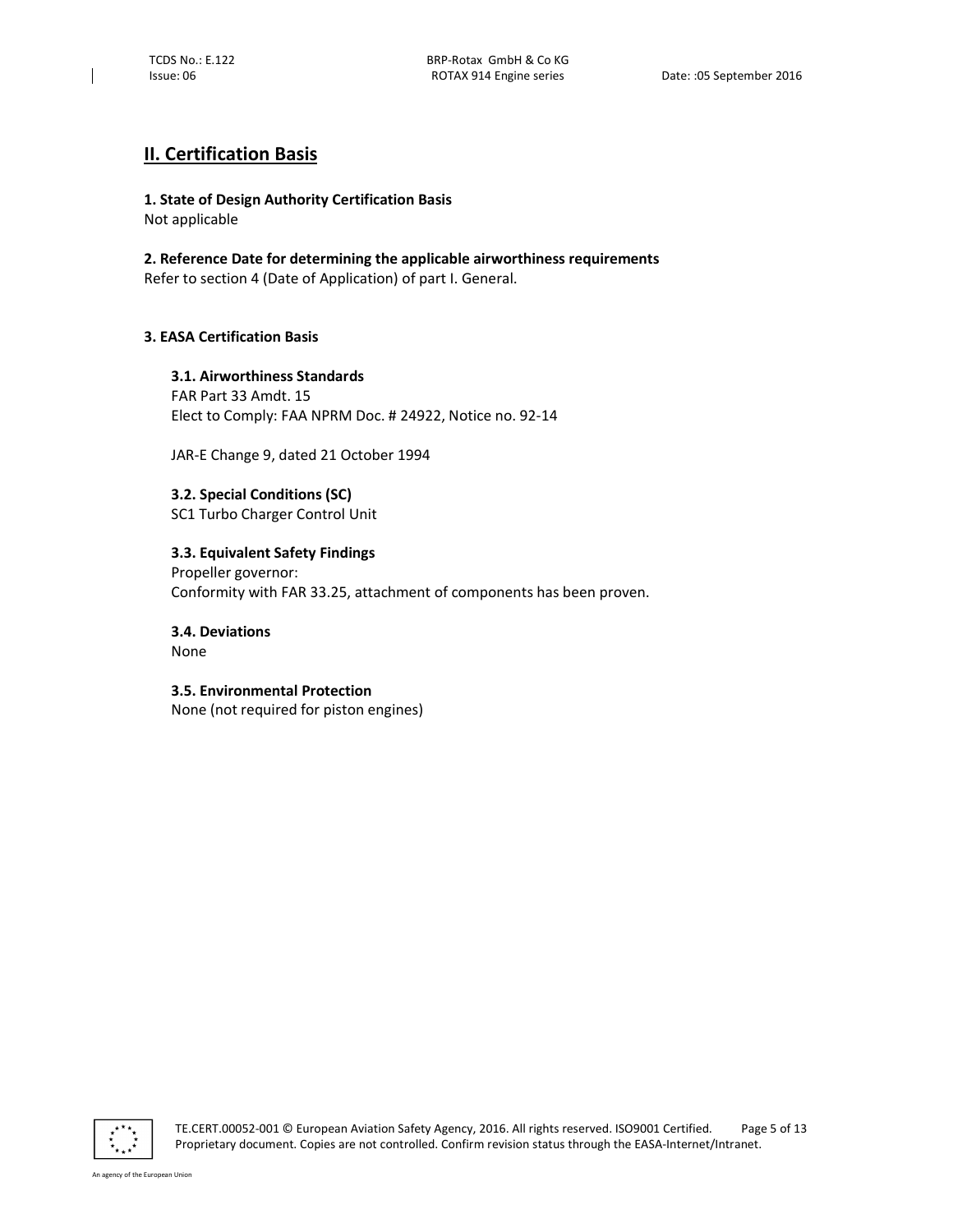## II. Certification Basis

**1. State of Design Authority Certification Basis**
Not applicable

**2. Reference Date for determining the applicable airworthiness requirements**
Refer to section 4 (Date of Application) of part I. General.

**3. EASA Certification Basis**

**3.1. Airworthiness Standards**
FAR Part 33 Amdt. 15
Elect to Comply: FAA NPRM Doc. # 24922, Notice no. 92-14

JAR-E Change 9, dated 21 October 1994

**3.2. Special Conditions (SC)**
SC1 Turbo Charger Control Unit

**3.3. Equivalent Safety Findings**
Propeller governor:
Conformity with FAR 33.25, attachment of components has been proven.

**3.4. Deviations**
None

**3.5. Environmental Protection**
None (not required for piston engines)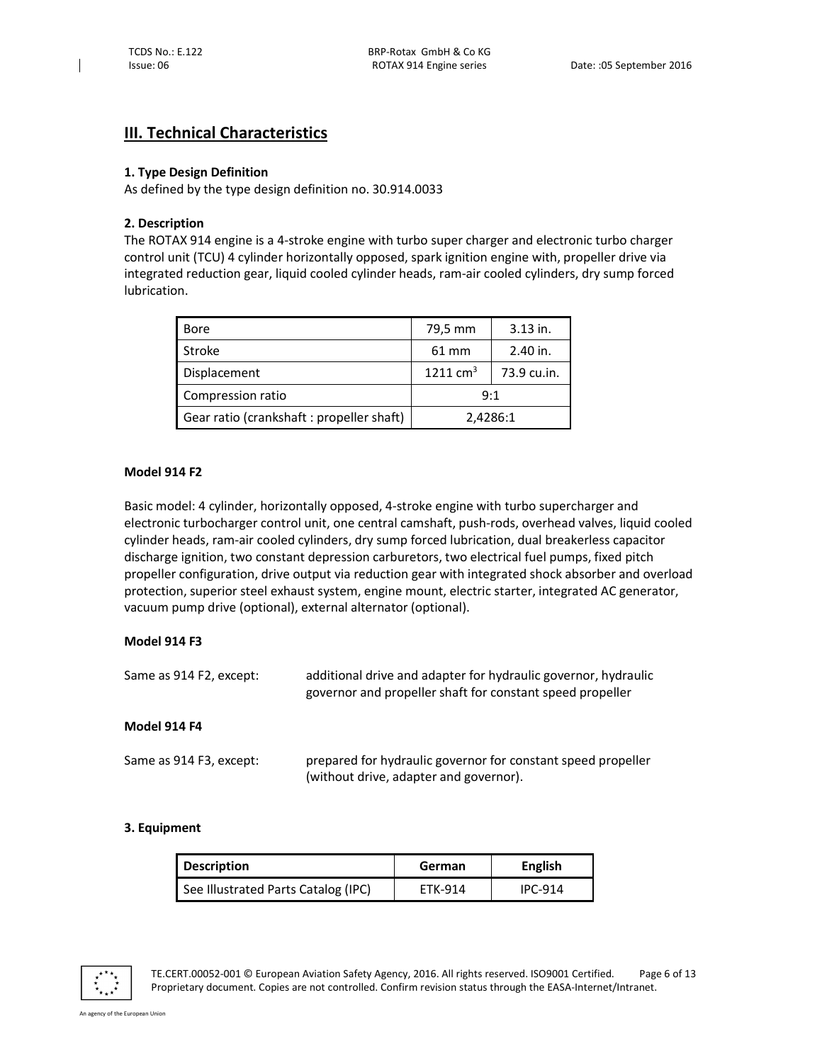## III. Technical Characteristics

### 1. Type Design Definition

As defined by the type design definition no. 30.914.0033

### 2. Description

The ROTAX 914 engine is a 4-stroke engine with turbo super charger and electronic turbo charger control unit (TCU) 4 cylinder horizontally opposed, spark ignition engine with, propeller drive via integrated reduction gear, liquid cooled cylinder heads, ram-air cooled cylinders, dry sump forced lubrication.

| | | |
|---|---|---|
| Bore | 79,5 mm | 3.13 in. |
| Stroke | 61 mm | 2.40 in. |
| Displacement | 1211 $cm^3$ | 73.9 cu.in. |
| Compression ratio | 9:1 | |
| Gear ratio (crankshaft : propeller shaft) | 2,4286:1 | |

**Model 914 F2**

Basic model: 4 cylinder, horizontally opposed, 4-stroke engine with turbo supercharger and electronic turbocharger control unit, one central camshaft, push-rods, overhead valves, liquid cooled cylinder heads, ram-air cooled cylinders, dry sump forced lubrication, dual breakerless capacitor discharge ignition, two constant depression carburetors, two electrical fuel pumps, fixed pitch propeller configuration, drive output via reduction gear with integrated shock absorber and overload protection, superior steel exhaust system, engine mount, electric starter, integrated AC generator, vacuum pump drive (optional), external alternator (optional).

**Model 914 F3**

Same as 914 F2, except: additional drive and adapter for hydraulic governor, hydraulic governor and propeller shaft for constant speed propeller

**Model 914 F4**

Same as 914 F3, except: prepared for hydraulic governor for constant speed propeller (without drive, adapter and governor).

### 3. Equipment

| Description | German | English |
|---|---|---|
| See Illustrated Parts Catalog (IPC) | ETK-914 | IPC-914 |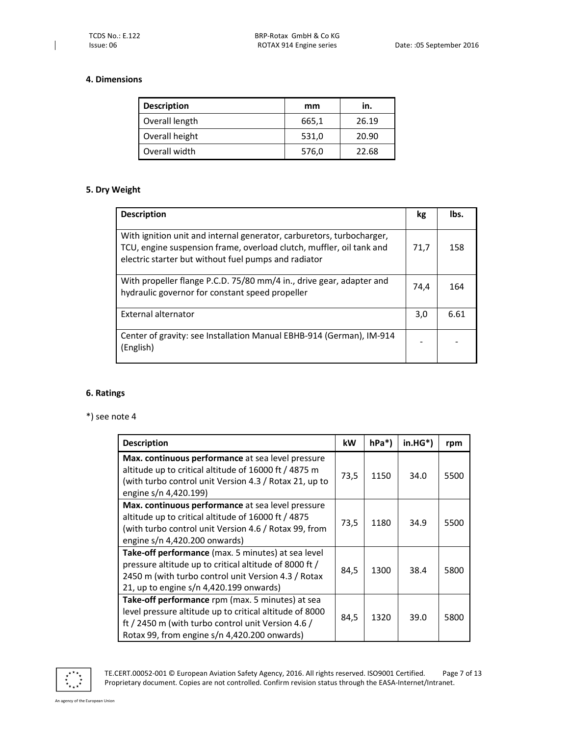## 4. Dimensions

| Description | mm | in. |
|---|---|---|
| Overall length | 665,1 | 26.19 |
| Overall height | 531,0 | 20.90 |
| Overall width | 576,0 | 22.68 |

## 5. Dry Weight

| Description | kg | lbs. |
|---|---|---|
| With ignition unit and internal generator, carburetors, turbocharger, TCU, engine suspension frame, overload clutch, muffler, oil tank and electric starter but without fuel pumps and radiator | 71,7 | 158 |
| With propeller flange P.C.D. 75/80 mm/4 in., drive gear, adapter and hydraulic governor for constant speed propeller | 74,4 | 164 |
| External alternator | 3,0 | 6.61 |
| Center of gravity: see Installation Manual EBHB-914 (German), IM-914 (English) | - | - |

## 6. Ratings

*) see note 4

| Description | kW | hPa*) | in.HG*) | rpm |
|---|---|---|---|---|
| **Max. continuous performance** at sea level pressure altitude up to critical altitude of 16000 ft / 4875 m (with turbo control unit Version 4.3 / Rotax 21, up to engine s/n 4,420.199) | 73,5 | 1150 | 34.0 | 5500 |
| **Max. continuous performance** at sea level pressure altitude up to critical altitude of 16000 ft / 4875 (with turbo control unit Version 4.6 / Rotax 99, from engine s/n 4,420.200 onwards) | 73,5 | 1180 | 34.9 | 5500 |
| **Take-off performance** (max. 5 minutes) at sea level pressure altitude up to critical altitude of 8000 ft / 2450 m (with turbo control unit Version 4.3 / Rotax 21, up to engine s/n 4,420.199 onwards) | 84,5 | 1300 | 38.4 | 5800 |
| **Take-off performance** rpm (max. 5 minutes) at sea level pressure altitude up to critical altitude of 8000 ft / 2450 m (with turbo control unit Version 4.6 / Rotax 99, from engine s/n 4,420.200 onwards) | 84,5 | 1320 | 39.0 | 5800 |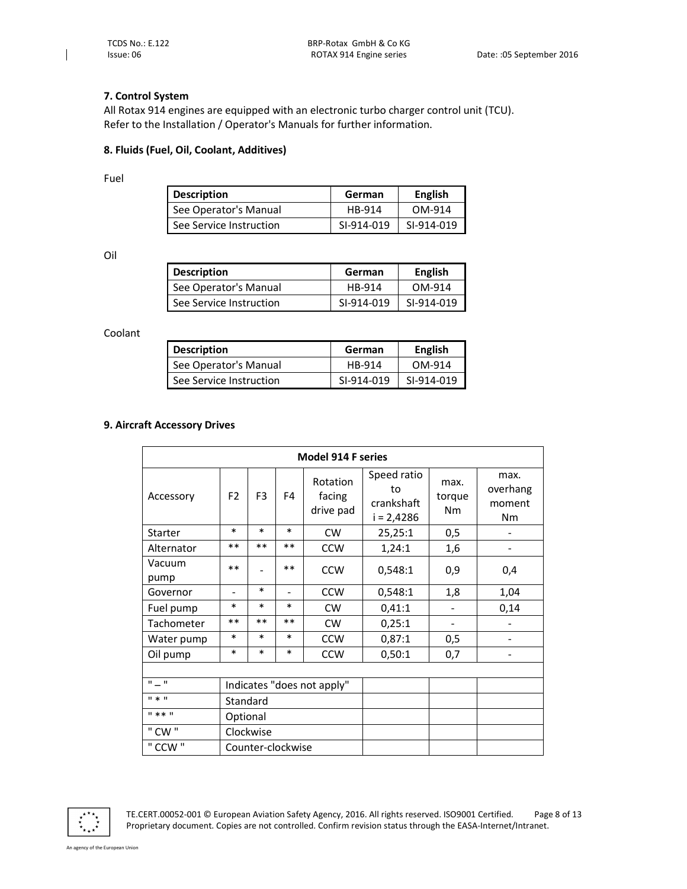### 7. Control System

All Rotax 914 engines are equipped with an electronic turbo charger control unit (TCU).
Refer to the Installation / Operator's Manuals for further information.

### 8. Fluids (Fuel, Oil, Coolant, Additives)

Fuel

| Description | German | English |
|---|---|---|
| See Operator's Manual | HB-914 | OM-914 |
| See Service Instruction | SI-914-019 | SI-914-019 |

Oil

| Description | German | English |
|---|---|---|
| See Operator's Manual | HB-914 | OM-914 |
| See Service Instruction | SI-914-019 | SI-914-019 |

Coolant

| Description | German | English |
|---|---|---|
| See Operator's Manual | HB-914 | OM-914 |
| See Service Instruction | SI-914-019 | SI-914-019 |

### 9. Aircraft Accessory Drives

| Model 914 F series | | | | | | | |
|---|---|---|---|---|---|---|---|
| Accessory | F2 | F3 | F4 | Rotation facing drive pad | Speed ratio to crankshaft i = 2,4286 | max. torque Nm | max. overhang moment Nm |
| Starter | * | * | * | CW | 25,25:1 | 0,5 | - |
| Alternator | ** | ** | ** | CCW | 1,24:1 | 1,6 | - |
| Vacuum pump | ** | - | ** | CCW | 0,548:1 | 0,9 | 0,4 |
| Governor | - | * | - | CCW | 0,548:1 | 1,8 | 1,04 |
| Fuel pump | * | * | * | CW | 0,41:1 | - | 0,14 |
| Tachometer | ** | ** | ** | CW | 0,25:1 | - | - |
| Water pump | * | * | * | CCW | 0,87:1 | 0,5 | - |
| Oil pump | * | * | * | CCW | 0,50:1 | 0,7 | - |
| | | | | | | | |
| " – " | Indicates "does not apply" | | | | | | |
| " * " | Standard | | | | | | |
| " ** " | Optional | | | | | | |
| " CW " | Clockwise | | | | | | |
| " CCW " | Counter-clockwise | | | | | | |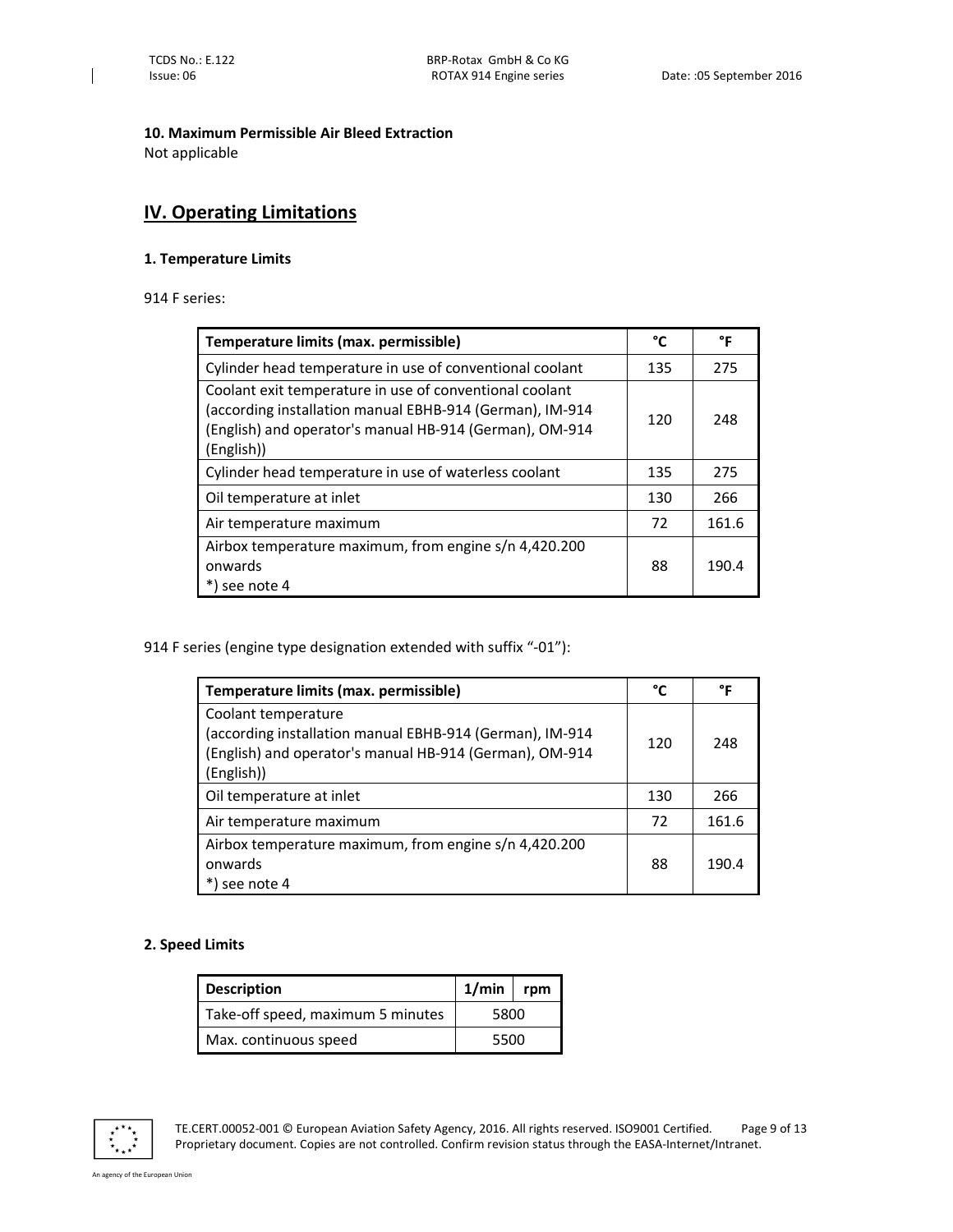### 10. Maximum Permissible Air Bleed Extraction

Not applicable

## IV. Operating Limitations

### 1. Temperature Limits

914 F series:

| Temperature limits (max. permissible) | °C | °F |
|---|---|---|
| Cylinder head temperature in use of conventional coolant | 135 | 275 |
| Coolant exit temperature in use of conventional coolant (according installation manual EBHB-914 (German), IM-914 (English) and operator's manual HB-914 (German), OM-914 (English)) | 120 | 248 |
| Cylinder head temperature in use of waterless coolant | 135 | 275 |
| Oil temperature at inlet | 130 | 266 |
| Air temperature maximum | 72 | 161.6 |
| Airbox temperature maximum, from engine s/n 4,420.200 onwards *) see note 4 | 88 | 190.4 |

914 F series (engine type designation extended with suffix "-01"):

| Temperature limits (max. permissible) | °C | °F |
|---|---|---|
| Coolant temperature (according installation manual EBHB-914 (German), IM-914 (English) and operator's manual HB-914 (German), OM-914 (English)) | 120 | 248 |
| Oil temperature at inlet | 130 | 266 |
| Air temperature maximum | 72 | 161.6 |
| Airbox temperature maximum, from engine s/n 4,420.200 onwards *) see note 4 | 88 | 190.4 |

### 2. Speed Limits

| Description | 1/min rpm |
|---|---|
| Take-off speed, maximum 5 minutes | 5800 |
| Max. continuous speed | 5500 |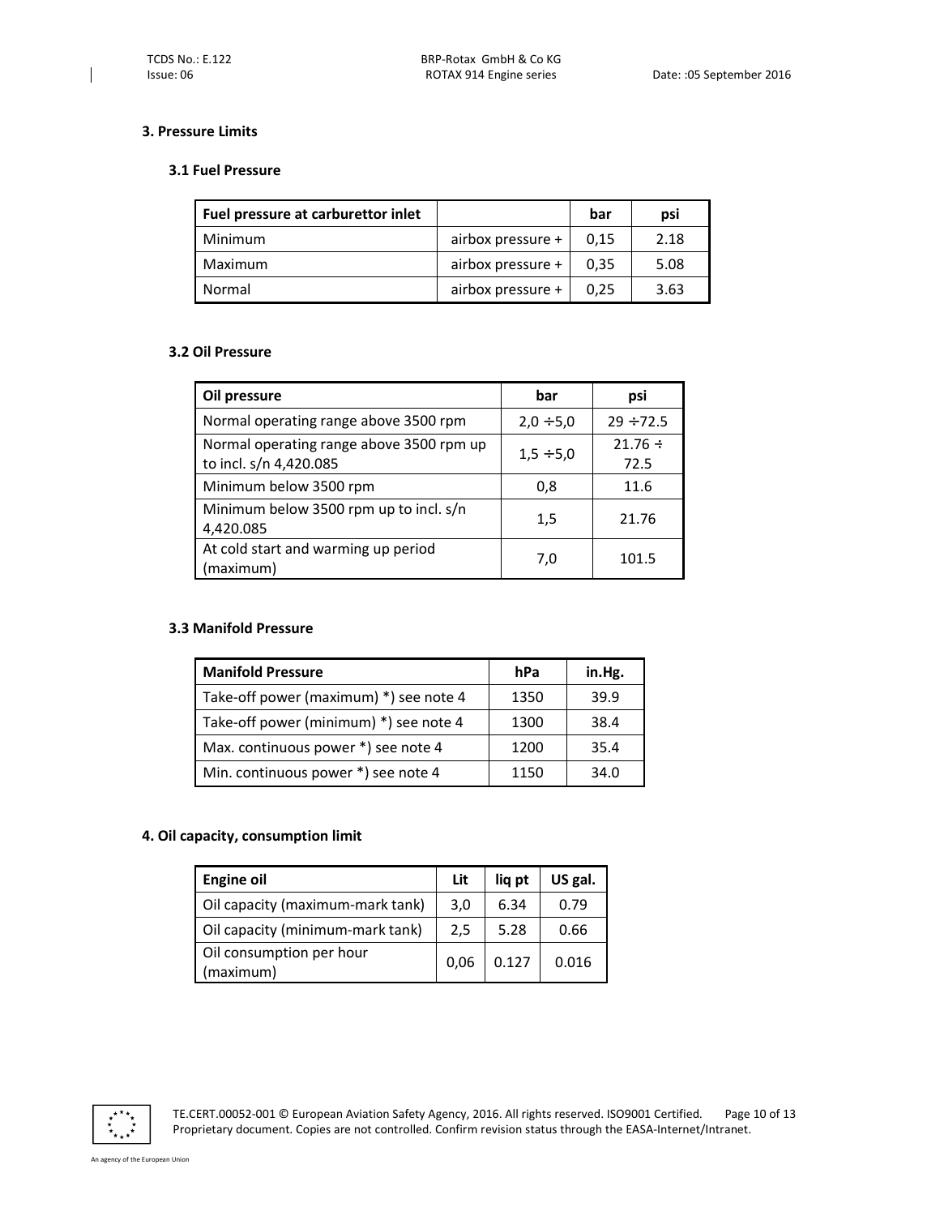## 3. Pressure Limits

### 3.1 Fuel Pressure

| Fuel pressure at carburettor inlet | | bar | psi |
|---|---|---|---|
| Minimum | airbox pressure + | 0,15 | 2.18 |
| Maximum | airbox pressure + | 0,35 | 5.08 |
| Normal | airbox pressure + | 0,25 | 3.63 |

### 3.2 Oil Pressure

| Oil pressure | bar | psi |
|---|---|---|
| Normal operating range above 3500 rpm | 2,0 ÷5,0 | 29 ÷72.5 |
| Normal operating range above 3500 rpm up to incl. s/n 4,420.085 | 1,5 ÷5,0 | 21.76 ÷ 72.5 |
| Minimum below 3500 rpm | 0,8 | 11.6 |
| Minimum below 3500 rpm up to incl. s/n 4,420.085 | 1,5 | 21.76 |
| At cold start and warming up period (maximum) | 7,0 | 101.5 |

### 3.3 Manifold Pressure

| Manifold Pressure | hPa | in.Hg. |
|---|---|---|
| Take-off power (maximum) *) see note 4 | 1350 | 39.9 |
| Take-off power (minimum) *) see note 4 | 1300 | 38.4 |
| Max. continuous power *) see note 4 | 1200 | 35.4 |
| Min. continuous power *) see note 4 | 1150 | 34.0 |

## 4. Oil capacity, consumption limit

| Engine oil | Lit | liq pt | US gal. |
|---|---|---|---|
| Oil capacity (maximum-mark tank) | 3,0 | 6.34 | 0.79 |
| Oil capacity (minimum-mark tank) | 2,5 | 5.28 | 0.66 |
| Oil consumption per hour (maximum) | 0,06 | 0.127 | 0.016 |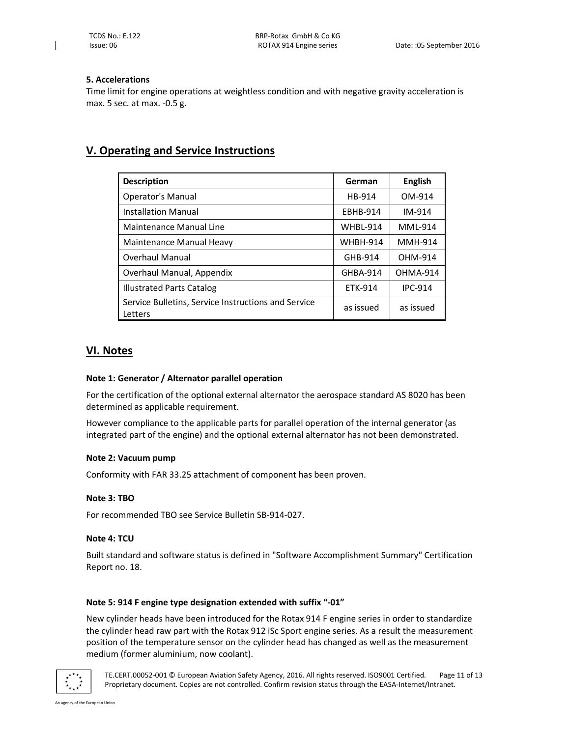**5. Accelerations**

Time limit for engine operations at weightless condition and with negative gravity acceleration is max. 5 sec. at max. -0.5 g.

## V. Operating and Service Instructions

| Description | German | English |
|---|---|---|
| Operator's Manual | HB-914 | OM-914 |
| Installation Manual | EBHB-914 | IM-914 |
| Maintenance Manual Line | WHBL-914 | MML-914 |
| Maintenance Manual Heavy | WHBH-914 | MMH-914 |
| Overhaul Manual | GHB-914 | OHM-914 |
| Overhaul Manual, Appendix | GHBA-914 | OHMA-914 |
| Illustrated Parts Catalog | ETK-914 | IPC-914 |
| Service Bulletins, Service Instructions and Service Letters | as issued | as issued |

## VI. Notes

**Note 1: Generator / Alternator parallel operation**

For the certification of the optional external alternator the aerospace standard AS 8020 has been determined as applicable requirement.

However compliance to the applicable parts for parallel operation of the internal generator (as integrated part of the engine) and the optional external alternator has not been demonstrated.

**Note 2: Vacuum pump**

Conformity with FAR 33.25 attachment of component has been proven.

**Note 3: TBO**

For recommended TBO see Service Bulletin SB-914-027.

**Note 4: TCU**

Built standard and software status is defined in "Software Accomplishment Summary" Certification Report no. 18.

**Note 5: 914 F engine type designation extended with suffix “-01”**

New cylinder heads have been introduced for the Rotax 914 F engine series in order to standardize the cylinder head raw part with the Rotax 912 iSc Sport engine series. As a result the measurement position of the temperature sensor on the cylinder head has changed as well as the measurement medium (former aluminium, now coolant).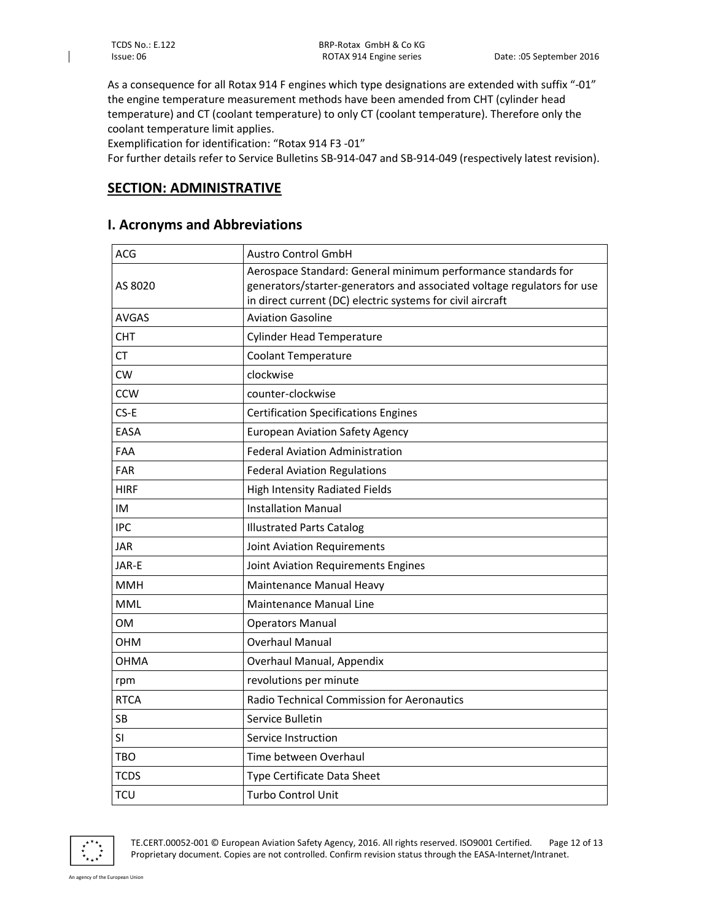As a consequence for all Rotax 914 F engines which type designations are extended with suffix "-01" the engine temperature measurement methods have been amended from CHT (cylinder head temperature) and CT (coolant temperature) to only CT (coolant temperature). Therefore only the coolant temperature limit applies.

Exemplification for identification: "Rotax 914 F3 -01"

For further details refer to Service Bulletins SB-914-047 and SB-914-049 (respectively latest revision).

## SECTION: ADMINISTRATIVE

## I. Acronyms and Abbreviations

| | |
|---|---|
| ACG | Austro Control GmbH |
| AS 8020 | Aerospace Standard: General minimum performance standards for generators/starter-generators and associated voltage regulators for use in direct current (DC) electric systems for civil aircraft |
| AVGAS | Aviation Gasoline |
| CHT | Cylinder Head Temperature |
| CT | Coolant Temperature |
| CW | clockwise |
| CCW | counter-clockwise |
| CS-E | Certification Specifications Engines |
| EASA | European Aviation Safety Agency |
| FAA | Federal Aviation Administration |
| FAR | Federal Aviation Regulations |
| HIRF | High Intensity Radiated Fields |
| IM | Installation Manual |
| IPC | Illustrated Parts Catalog |
| JAR | Joint Aviation Requirements |
| JAR-E | Joint Aviation Requirements Engines |
| MMH | Maintenance Manual Heavy |
| MML | Maintenance Manual Line |
| OM | Operators Manual |
| OHM | Overhaul Manual |
| OHMA | Overhaul Manual, Appendix |
| rpm | revolutions per minute |
| RTCA | Radio Technical Commission for Aeronautics |
| SB | Service Bulletin |
| SI | Service Instruction |
| TBO | Time between Overhaul |
| TCDS | Type Certificate Data Sheet |
| TCU | Turbo Control Unit |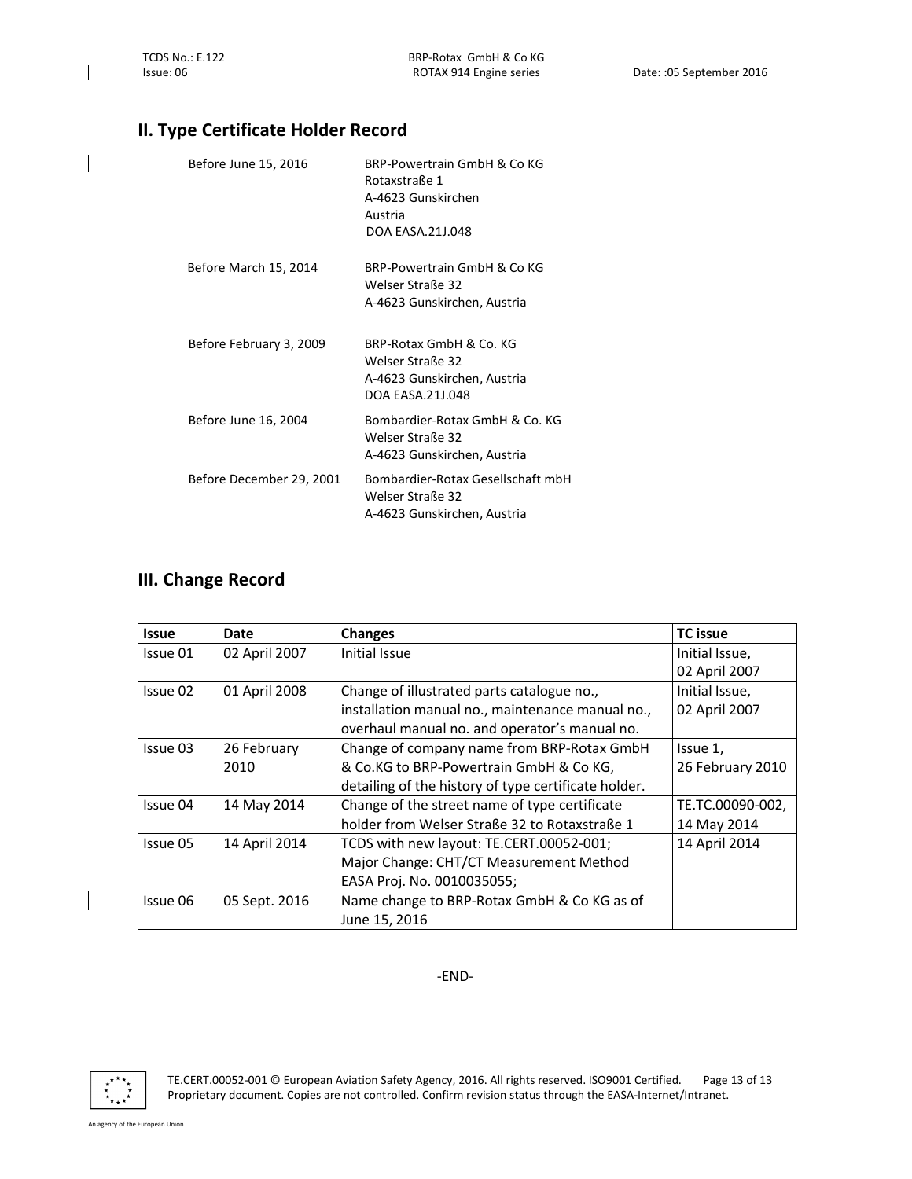## II. Type Certificate Holder Record

| | |
|---|---|
| Before June 15, 2016 | BRP-Powertrain GmbH & Co KG<br>Rotaxstraße 1<br>A-4623 Gunskirchen<br>Austria<br>DOA EASA.21J.048 |
| Before March 15, 2014 | BRP-Powertrain GmbH & Co KG<br>Welser Straße 32<br>A-4623 Gunskirchen, Austria |
| Before February 3, 2009 | BRP-Rotax GmbH & Co. KG<br>Welser Straße 32<br>A-4623 Gunskirchen, Austria<br>DOA EASA.21J.048 |
| Before June 16, 2004 | Bombardier-Rotax GmbH & Co. KG<br>Welser Straße 32<br>A-4623 Gunskirchen, Austria |
| Before December 29, 2001 | Bombardier-Rotax Gesellschaft mbH<br>Welser Straße 32<br>A-4623 Gunskirchen, Austria |

## III. Change Record

| Issue | Date | Changes | TC issue |
|---|---|---|---|
| Issue 01 | 02 April 2007 | Initial Issue | Initial Issue, 02 April 2007 |
| Issue 02 | 01 April 2008 | Change of illustrated parts catalogue no., installation manual no., maintenance manual no., overhaul manual no. and operator's manual no. | Initial Issue, 02 April 2007 |
| Issue 03 | 26 February 2010 | Change of company name from BRP-Rotax GmbH & Co.KG to BRP-Powertrain GmbH & Co KG, detailing of the history of type certificate holder. | Issue 1, 26 February 2010 |
| Issue 04 | 14 May 2014 | Change of the street name of type certificate holder from Welser Straße 32 to Rotaxstraße 1 | TE.TC.00090-002, 14 May 2014 |
| Issue 05 | 14 April 2014 | TCDS with new layout: TE.CERT.00052-001;<br>Major Change: CHT/CT Measurement Method<br>EASA Proj. No. 0010035055; | 14 April 2014 |
| Issue 06 | 05 Sept. 2016 | Name change to BRP-Rotax GmbH & Co KG as of June 15, 2016 | |

-END-